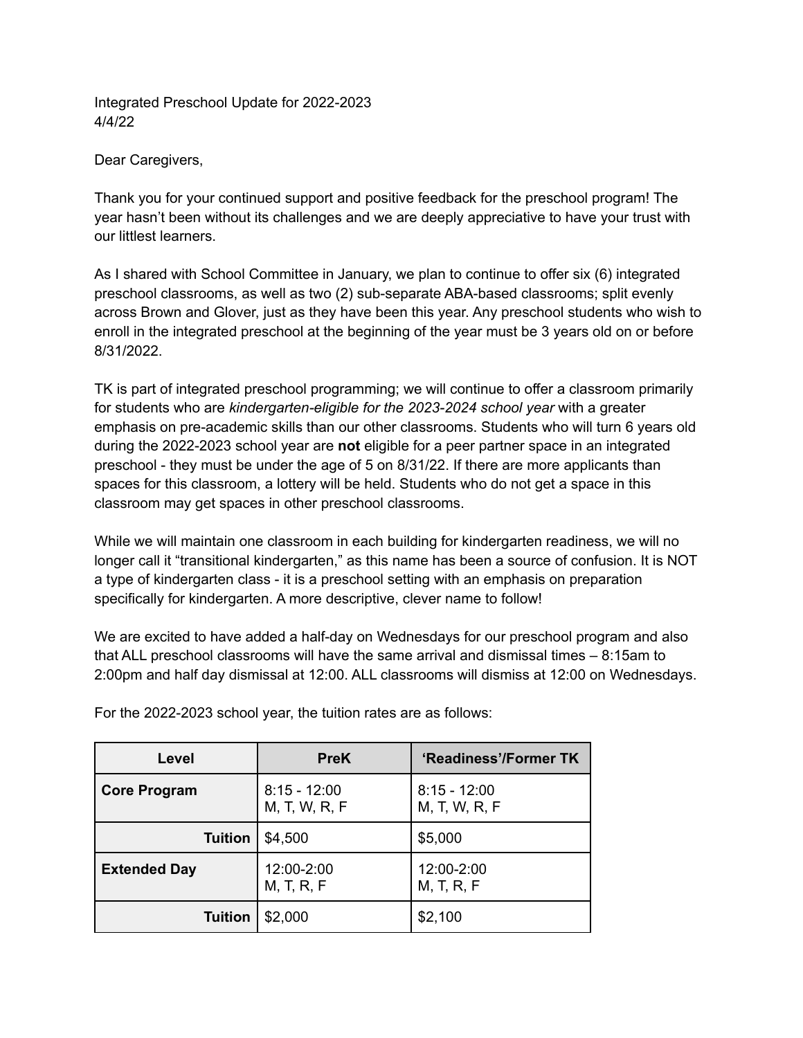Integrated Preschool Update for 2022-2023
4/4/22

Dear Caregivers,

Thank you for your continued support and positive feedback for the preschool program! The year hasn't been without its challenges and we are deeply appreciative to have your trust with our littlest learners.

As I shared with School Committee in January, we plan to continue to offer six (6) integrated preschool classrooms, as well as two (2) sub-separate ABA-based classrooms; split evenly across Brown and Glover, just as they have been this year. Any preschool students who wish to enroll in the integrated preschool at the beginning of the year must be 3 years old on or before 8/31/2022.

TK is part of integrated preschool programming; we will continue to offer a classroom primarily for students who are *kindergarten-eligible for the 2023-2024 school year* with a greater emphasis on pre-academic skills than our other classrooms. Students who will turn 6 years old during the 2022-2023 school year are **not** eligible for a peer partner space in an integrated preschool - they must be under the age of 5 on 8/31/22. If there are more applicants than spaces for this classroom, a lottery will be held. Students who do not get a space in this classroom may get spaces in other preschool classrooms.

While we will maintain one classroom in each building for kindergarten readiness, we will no longer call it "transitional kindergarten," as this name has been a source of confusion. It is NOT a type of kindergarten class - it is a preschool setting with an emphasis on preparation specifically for kindergarten. A more descriptive, clever name to follow!

We are excited to have added a half-day on Wednesdays for our preschool program and also that ALL preschool classrooms will have the same arrival and dismissal times – 8:15am to 2:00pm and half day dismissal at 12:00. ALL classrooms will dismiss at 12:00 on Wednesdays.

For the 2022-2023 school year, the tuition rates are as follows:

| Level | PreK | 'Readiness'/Former TK |
|---|---|---|
| **Core Program** | 8:15 - 12:00<br>M, T, W, R, F | 8:15 - 12:00<br>M, T, W, R, F |
| **Tuition** | $4,500 | $5,000 |
| **Extended Day** | 12:00-2:00<br>M, T, R, F | 12:00-2:00<br>M, T, R, F |
| **Tuition** | $2,000 | $2,100 |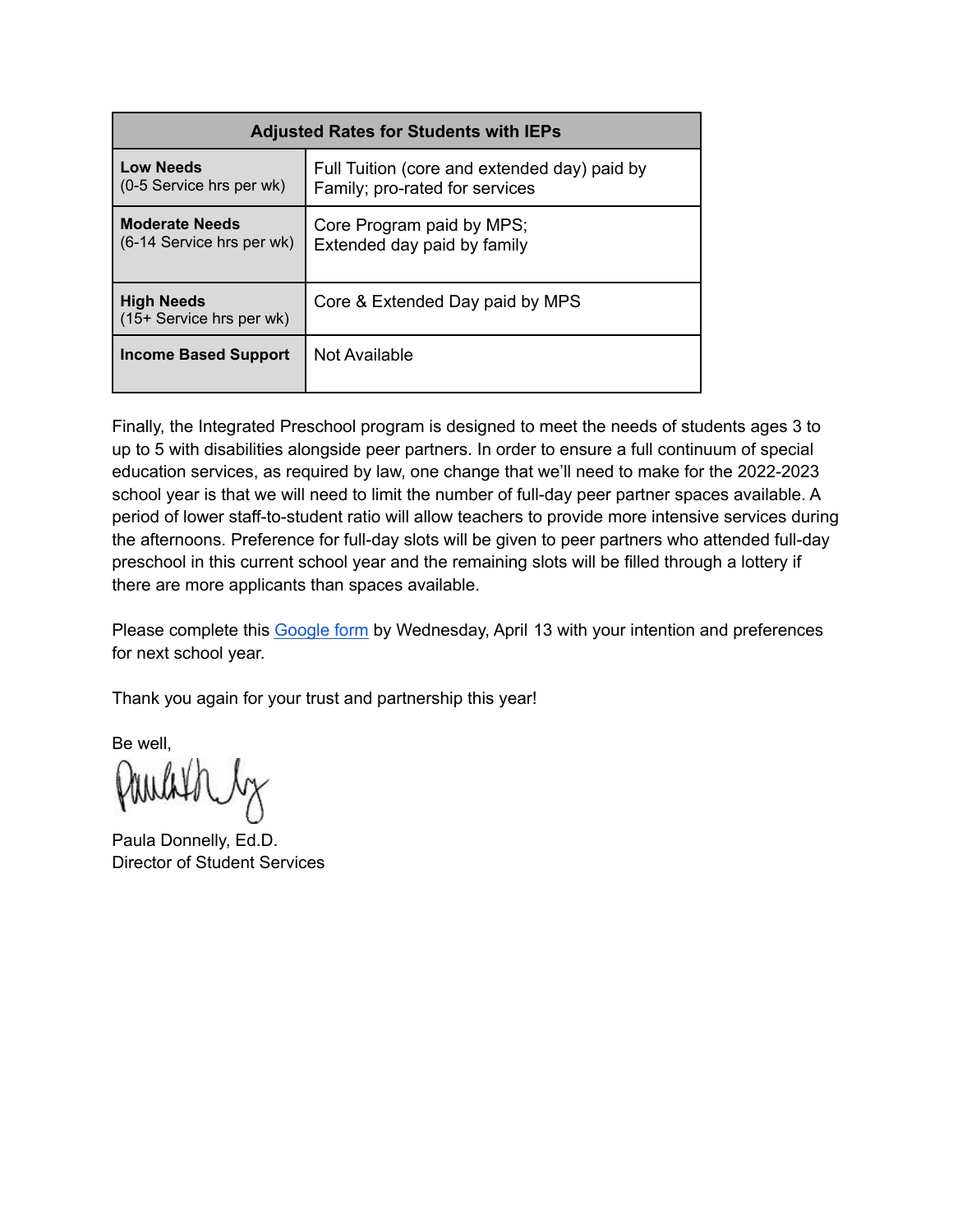| Adjusted Rates for Students with IEPs | |
|---|---|
| **Low Needs** (0-5 Service hrs per wk) | Full Tuition (core and extended day) paid by Family; pro-rated for services |
| **Moderate Needs** (6-14 Service hrs per wk) | Core Program paid by MPS; Extended day paid by family |
| **High Needs** (15+ Service hrs per wk) | Core & Extended Day paid by MPS |
| **Income Based Support** | Not Available |

Finally, the Integrated Preschool program is designed to meet the needs of students ages 3 to up to 5 with disabilities alongside peer partners. In order to ensure a full continuum of special education services, as required by law, one change that we'll need to make for the 2022-2023 school year is that we will need to limit the number of full-day peer partner spaces available. A period of lower staff-to-student ratio will allow teachers to provide more intensive services during the afternoons. Preference for full-day slots will be given to peer partners who attended full-day preschool in this current school year and the remaining slots will be filled through a lottery if there are more applicants than spaces available.

Please complete this Google form by Wednesday, April 13 with your intention and preferences for next school year.

Thank you again for your trust and partnership this year!

Be well,

Paula Donnelly, Ed.D.
Director of Student Services